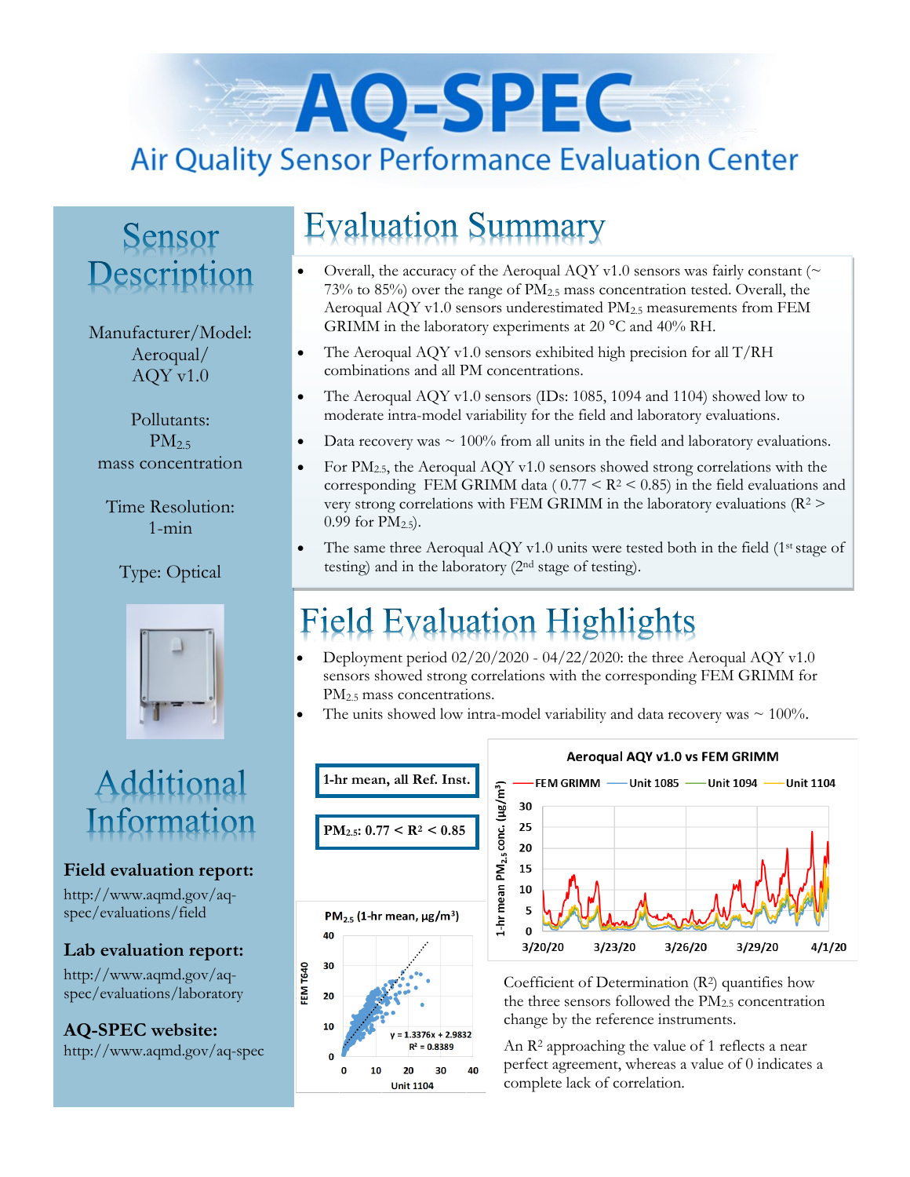# AQ-SPEC

## Air Quality Sensor Performance Evaluation Center

## Sensor Description

Manufacturer/Model: Aeroqual/ AQY v1.0

Pollutants: $PM_{2.5}$ mass concentration

Time Resolution: 1-min

Type: Optical

## Evaluation Summary

- Overall, the accuracy of the Aeroqual AQY v1.0 sensors was fairly constant (~ 73% to 85%) over the range of $PM_{2.5}$ mass concentration tested. Overall, the Aeroqual AQY v1.0 sensors underestimated $PM_{2.5}$ measurements from FEM GRIMM in the laboratory experiments at 20 °C and 40% RH.
- The Aeroqual AQY v1.0 sensors exhibited high precision for all T/RH combinations and all PM concentrations.
- The Aeroqual AQY v1.0 sensors (IDs: 1085, 1094 and 1104) showed low to moderate intra-model variability for the field and laboratory evaluations.
- Data recovery was ~ 100% from all units in the field and laboratory evaluations.
- For $PM_{2.5}$, the Aeroqual AQY v1.0 sensors showed strong correlations with the corresponding FEM GRIMM data ( $0.77 < R^2 < 0.85$) in the field evaluations and very strong correlations with FEM GRIMM in the laboratory evaluations ($R^2 > 0.99$ for $PM_{2.5}$).
- The same three Aeroqual AQY v1.0 units were tested both in the field (1st stage of testing) and in the laboratory (2nd stage of testing).

## Field Evaluation Highlights

- Deployment period 02/20/2020 - 04/22/2020: the three Aeroqual AQY v1.0 sensors showed strong correlations with the corresponding FEM GRIMM for $PM_{2.5}$ mass concentrations.
- The units showed low intra-model variability and data recovery was ~ 100%.

**1-hr mean, all Ref. Inst.**

**$PM_{2.5}$: $0.77 < R^2 < 0.85$**

$PM_{2.5}$ (1-hr mean, µg/m³) — FEM T640 vs Unit 1104: $y = 1.3376x + 2.9832$, $R^2 = 0.8389$

Aeroqual AQY v1.0 vs FEM GRIMM — 1-hr mean $PM_{2.5}$ conc. (µg/m³); FEM GRIMM, Unit 1085, Unit 1094, Unit 1104; 3/20/20 – 4/1/20

Coefficient of Determination ($R^2$) quantifies how the three sensors followed the $PM_{2.5}$ concentration change by the reference instruments.

An $R^2$ approaching the value of 1 reflects a near perfect agreement, whereas a value of 0 indicates a complete lack of correlation.

## Additional Information

**Field evaluation report:**
http://www.aqmd.gov/aq-spec/evaluations/field

**Lab evaluation report:**
http://www.aqmd.gov/aq-spec/evaluations/laboratory

**AQ-SPEC website:**
http://www.aqmd.gov/aq-spec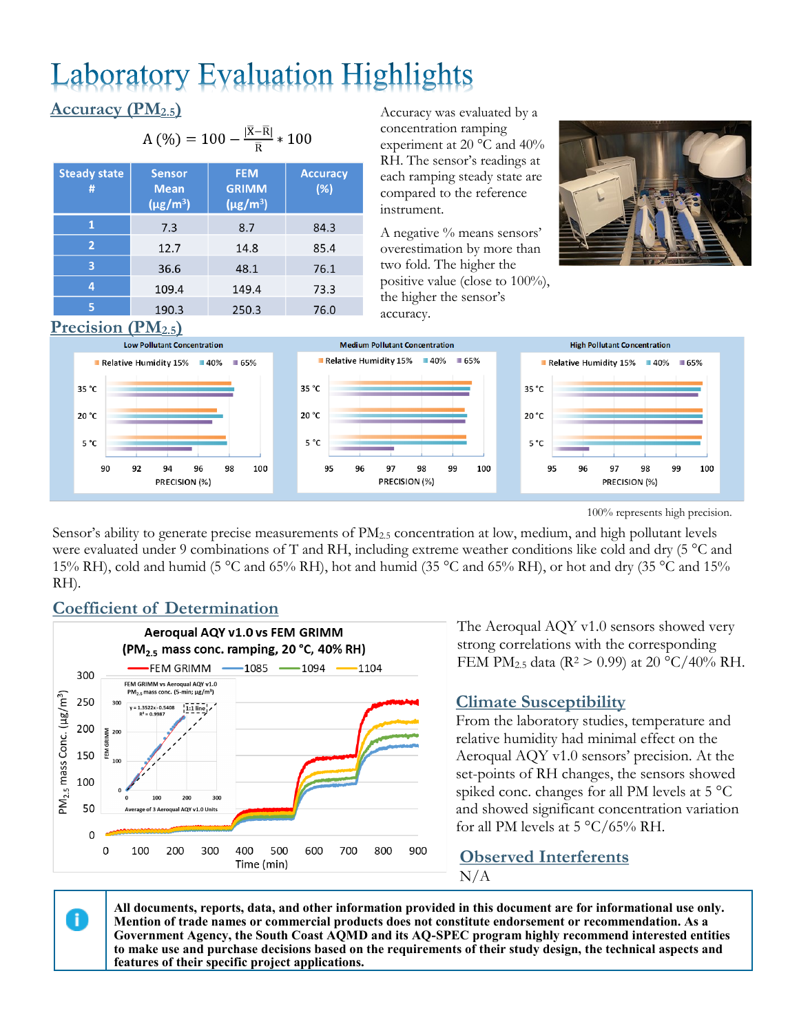# Laboratory Evaluation Highlights

## Accuracy ($PM_{2.5}$)

$$A\ (\%) = 100 - \frac{|\overline{X} - \overline{R}|}{\overline{R}} * 100$$

| Steady state # | Sensor Mean (µg/m³) | FEM GRIMM (µg/m³) | Accuracy (%) |
|---|---|---|---|
| 1 | 7.3 | 8.7 | 84.3 |
| 2 | 12.7 | 14.8 | 85.4 |
| 3 | 36.6 | 48.1 | 76.1 |
| 4 | 109.4 | 149.4 | 73.3 |
| 5 | 190.3 | 250.3 | 76.0 |

Accuracy was evaluated by a concentration ramping experiment at 20 °C and 40% RH. The sensor's readings at each ramping steady state are compared to the reference instrument.

A negative % means sensors' overestimation by more than two fold. The higher the positive value (close to 100%), the higher the sensor's accuracy.

## Precision ($PM_{2.5}$)

Low Pollutant Concentration
Relative Humidity 15% 40% 65%
35 °C
20 °C
5 °C
90 92 94 96 98 100
PRECISION (%)

Medium Pollutant Concentration
Relative Humidity 15% 40% 65%
35 °C
20 °C
5 °C
95 96 97 98 99 100
PRECISION (%)

High Pollutant Concentration
Relative Humidity 15% 40% 65%
35 °C
20 °C
5 °C
95 96 97 98 99 100
PRECISION (%)

100% represents high precision.

Sensor's ability to generate precise measurements of $PM_{2.5}$ concentration at low, medium, and high pollutant levels were evaluated under 9 combinations of T and RH, including extreme weather conditions like cold and dry (5 °C and 15% RH), cold and humid (5 °C and 65% RH), hot and humid (35 °C and 65% RH), or hot and dry (35 °C and 15% RH).

## Coefficient of Determination

Aeroqual AQY v1.0 vs FEM GRIMM
($PM_{2.5}$ mass conc. ramping, 20 °C, 40% RH)
FEM GRIMM 1085 1094 1104
$PM_{2.5}$ mass Conc. (µg/m³)
0 50 100 150 200 250 300
Time (min)
0 100 200 300 400 500 600 700 800 900

FEM GRIMM vs Aeroqual AQY v1.0
$PM_{2.5}$ mass conc. (5-min; µg/m³)
$y = 1.3522x - 0.5408$
$R^2 = 0.9987$
1:1 line
FEM GRIMM
Average of 3 Aeroqual AQY v1.0 Units
0 100 200 300

The Aeroqual AQY v1.0 sensors showed very strong correlations with the corresponding FEM $PM_{2.5}$ data ($R^2 > 0.99$) at 20 °C/40% RH.

## Climate Susceptibility

From the laboratory studies, temperature and relative humidity had minimal effect on the Aeroqual AQY v1.0 sensors' precision. At the set-points of RH changes, the sensors showed spiked conc. changes for all PM levels at 5 °C and showed significant concentration variation for all PM levels at 5 °C/65% RH.

## Observed Interferents

N/A

**All documents, reports, data, and other information provided in this document are for informational use only. Mention of trade names or commercial products does not constitute endorsement or recommendation. As a Government Agency, the South Coast AQMD and its AQ-SPEC program highly recommend interested entities to make use and purchase decisions based on the requirements of their study design, the technical aspects and features of their specific project applications.**